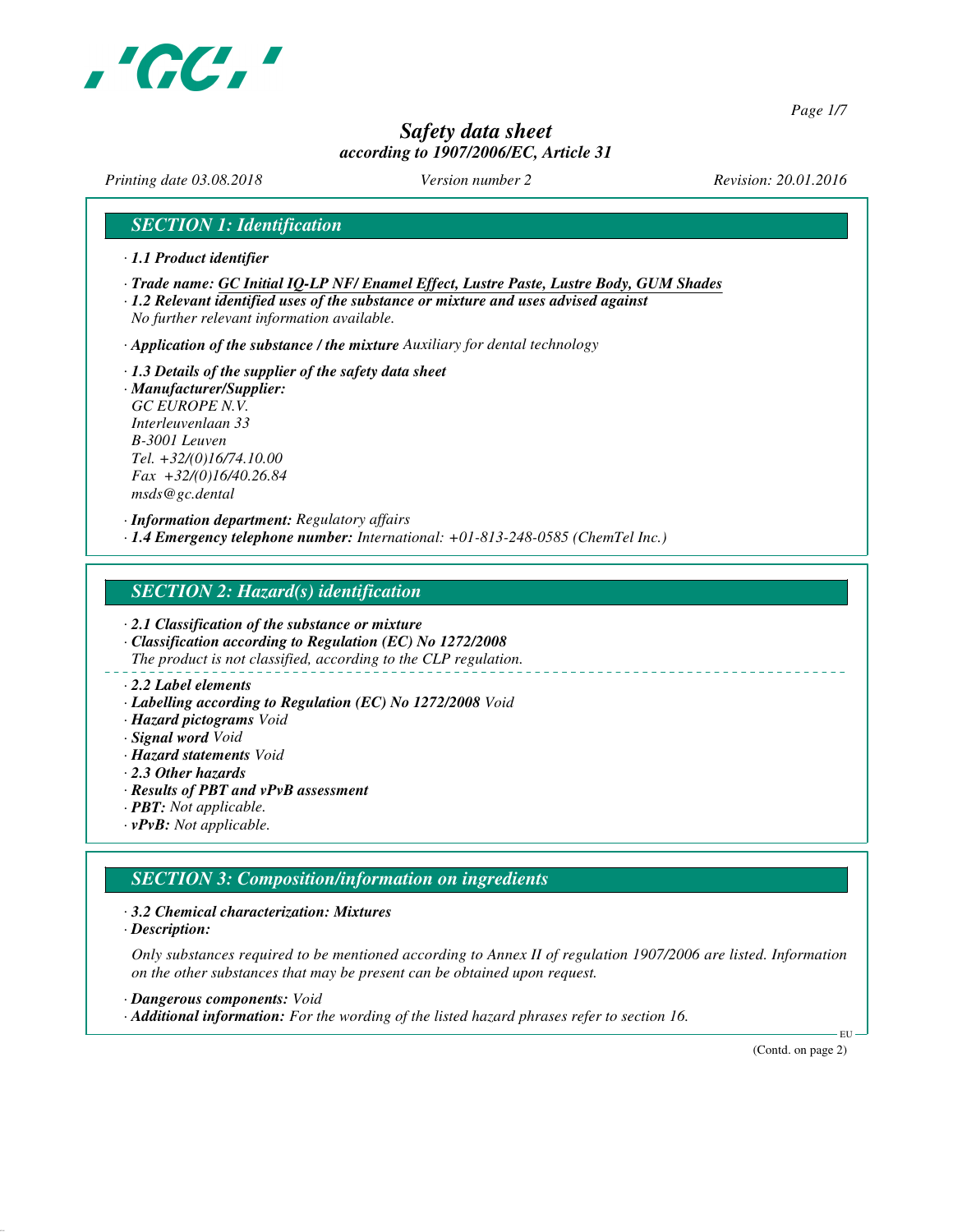# Safety data sheet
## according to 1907/2006/EC, Article 31

*Printing date 03.08.2018* *Version number 2* *Revision: 20.01.2016*

## SECTION 1: Identification

· **1.1 Product identifier**

· **Trade name: GC Initial IQ-LP NF/ Enamel Effect, Lustre Paste, Lustre Body, GUM Shades**

· **1.2 Relevant identified uses of the substance or mixture and uses advised against**
No further relevant information available.

· **Application of the substance / the mixture** Auxiliary for dental technology

· **1.3 Details of the supplier of the safety data sheet**
· **Manufacturer/Supplier:**
GC EUROPE N.V.
Interleuvenlaan 33
B-3001 Leuven
Tel. +32/(0)16/74.10.00
Fax +32/(0)16/40.26.84
msds@gc.dental

· **Information department:** Regulatory affairs
· **1.4 Emergency telephone number:** International: +01-813-248-0585 (ChemTel Inc.)

## SECTION 2: Hazard(s) identification

· **2.1 Classification of the substance or mixture**
· **Classification according to Regulation (EC) No 1272/2008**
The product is not classified, according to the CLP regulation.

· **2.2 Label elements**
· **Labelling according to Regulation (EC) No 1272/2008** Void
· **Hazard pictograms** Void
· **Signal word** Void
· **Hazard statements** Void
· **2.3 Other hazards**
· **Results of PBT and vPvB assessment**
· **PBT:** Not applicable.
· **vPvB:** Not applicable.

## SECTION 3: Composition/information on ingredients

· **3.2 Chemical characterization: Mixtures**
· **Description:**

Only substances required to be mentioned according to Annex II of regulation 1907/2006 are listed. Information on the other substances that may be present can be obtained upon request.

· **Dangerous components:** Void
· **Additional information:** For the wording of the listed hazard phrases refer to section 16.

(Contd. on page 2)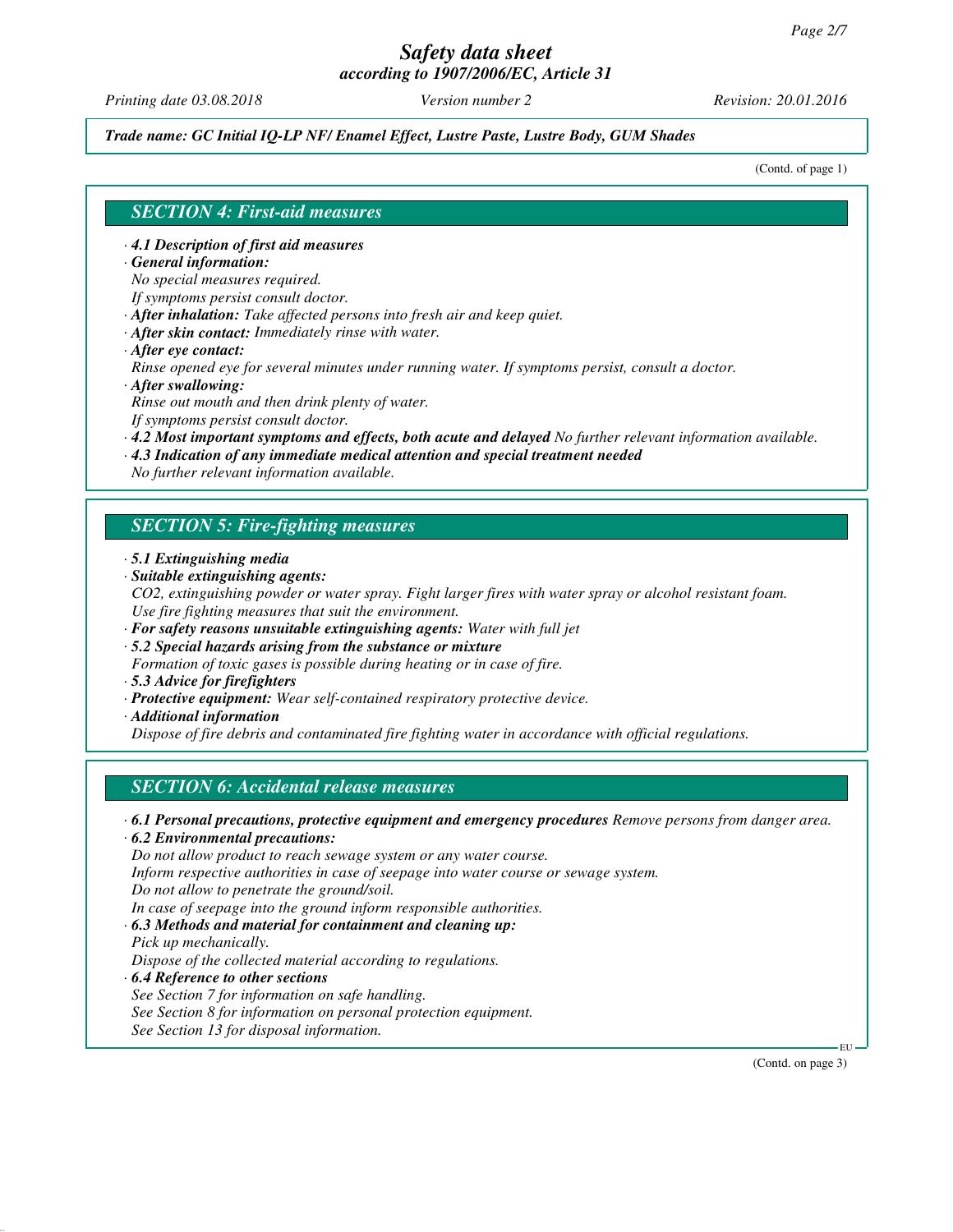*Trade name: GC Initial IQ-LP NF/ Enamel Effect, Lustre Paste, Lustre Body, GUM Shades*

(Contd. of page 1)

## SECTION 4: First-aid measures

· **4.1 Description of first aid measures**
· **General information:**
No special measures required.
If symptoms persist consult doctor.
· **After inhalation:** Take affected persons into fresh air and keep quiet.
· **After skin contact:** Immediately rinse with water.
· **After eye contact:**
Rinse opened eye for several minutes under running water. If symptoms persist, consult a doctor.
· **After swallowing:**
Rinse out mouth and then drink plenty of water.
If symptoms persist consult doctor.
· **4.2 Most important symptoms and effects, both acute and delayed** No further relevant information available.
· **4.3 Indication of any immediate medical attention and special treatment needed**
No further relevant information available.

## SECTION 5: Fire-fighting measures

· **5.1 Extinguishing media**
· **Suitable extinguishing agents:**
$CO_2$, extinguishing powder or water spray. Fight larger fires with water spray or alcohol resistant foam.
Use fire fighting measures that suit the environment.
· **For safety reasons unsuitable extinguishing agents:** Water with full jet
· **5.2 Special hazards arising from the substance or mixture**
Formation of toxic gases is possible during heating or in case of fire.
· **5.3 Advice for firefighters**
· **Protective equipment:** Wear self-contained respiratory protective device.
· **Additional information**
Dispose of fire debris and contaminated fire fighting water in accordance with official regulations.

## SECTION 6: Accidental release measures

· **6.1 Personal precautions, protective equipment and emergency procedures** Remove persons from danger area.
· **6.2 Environmental precautions:**
Do not allow product to reach sewage system or any water course.
Inform respective authorities in case of seepage into water course or sewage system.
Do not allow to penetrate the ground/soil.
In case of seepage into the ground inform responsible authorities.
· **6.3 Methods and material for containment and cleaning up:**
Pick up mechanically.
Dispose of the collected material according to regulations.
· **6.4 Reference to other sections**
See Section 7 for information on safe handling.
See Section 8 for information on personal protection equipment.
See Section 13 for disposal information.

(Contd. on page 3)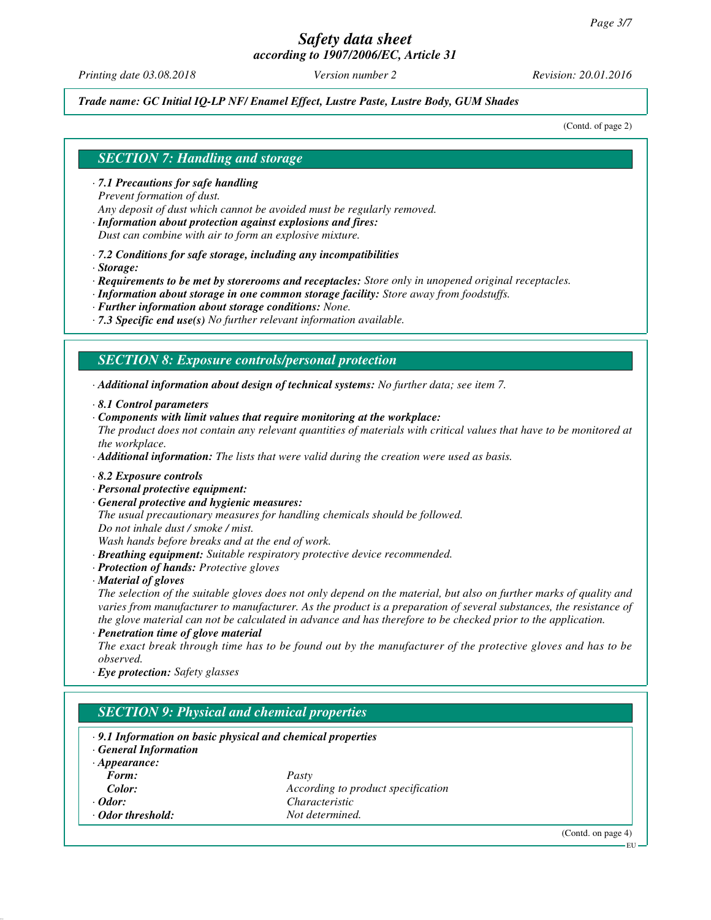*Trade name: GC Initial IQ-LP NF/ Enamel Effect, Lustre Paste, Lustre Body, GUM Shades*

(Contd. of page 2)

## SECTION 7: Handling and storage

· **7.1 Precautions for safe handling**
Prevent formation of dust.
Any deposit of dust which cannot be avoided must be regularly removed.
· **Information about protection against explosions and fires:**
Dust can combine with air to form an explosive mixture.

· **7.2 Conditions for safe storage, including any incompatibilities**
· **Storage:**
· **Requirements to be met by storerooms and receptacles:** Store only in unopened original receptacles.
· **Information about storage in one common storage facility:** Store away from foodstuffs.
· **Further information about storage conditions:** None.
· **7.3 Specific end use(s)** No further relevant information available.

## SECTION 8: Exposure controls/personal protection

· **Additional information about design of technical systems:** No further data; see item 7.

· **8.1 Control parameters**
· **Components with limit values that require monitoring at the workplace:**
The product does not contain any relevant quantities of materials with critical values that have to be monitored at the workplace.
· **Additional information:** The lists that were valid during the creation were used as basis.

· **8.2 Exposure controls**
· **Personal protective equipment:**
· **General protective and hygienic measures:**
The usual precautionary measures for handling chemicals should be followed.
Do not inhale dust / smoke / mist.
Wash hands before breaks and at the end of work.
· **Breathing equipment:** Suitable respiratory protective device recommended.
· **Protection of hands:** Protective gloves
· **Material of gloves**
The selection of the suitable gloves does not only depend on the material, but also on further marks of quality and varies from manufacturer to manufacturer. As the product is a preparation of several substances, the resistance of the glove material can not be calculated in advance and has therefore to be checked prior to the application.
· **Penetration time of glove material**
The exact break through time has to be found out by the manufacturer of the protective gloves and has to be observed.
· **Eye protection:** Safety glasses

## SECTION 9: Physical and chemical properties

· **9.1 Information on basic physical and chemical properties**
· **General Information**

| | |
|---|---|
| · **Appearance:** | |
| **Form:** | Pasty |
| **Color:** | According to product specification |
| · **Odor:** | Characteristic |
| · **Odor threshold:** | Not determined. |

(Contd. on page 4)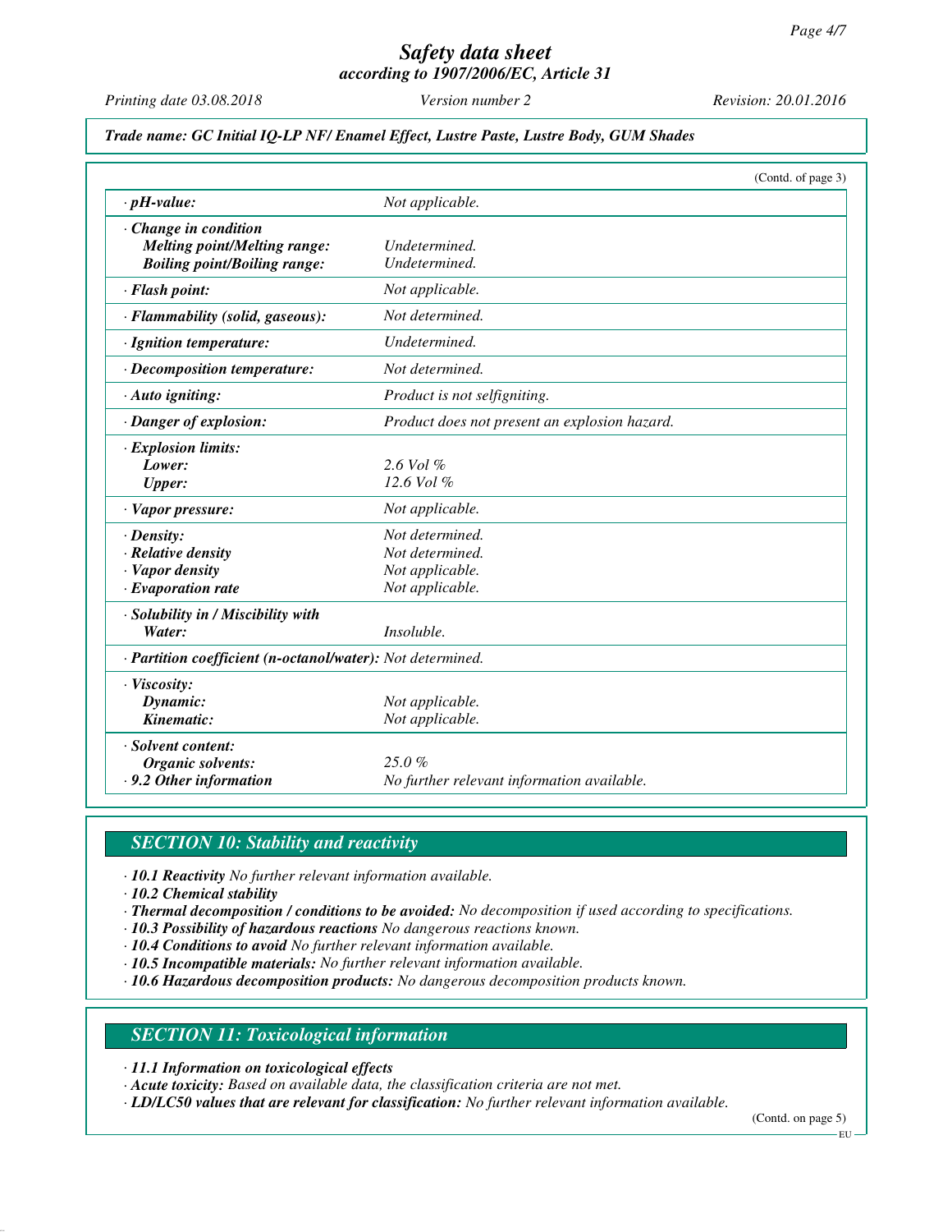# Safety data sheet
## according to 1907/2006/EC, Article 31

*Printing date 03.08.2018* *Version number 2* *Revision: 20.01.2016*

***Trade name: GC Initial IQ-LP NF/ Enamel Effect, Lustre Paste, Lustre Body, GUM Shades***

(Contd. of page 3)

| | |
|---|---|
| · **pH-value:** | Not applicable. |
| · **Change in condition** | |
| **Melting point/Melting range:** | Undetermined. |
| **Boiling point/Boiling range:** | Undetermined. |
| · **Flash point:** | Not applicable. |
| · **Flammability (solid, gaseous):** | Not determined. |
| · **Ignition temperature:** | Undetermined. |
| · **Decomposition temperature:** | Not determined. |
| · **Auto igniting:** | Product is not selfigniting. |
| · **Danger of explosion:** | Product does not present an explosion hazard. |
| · **Explosion limits:** | |
| **Lower:** | 2.6 Vol % |
| **Upper:** | 12.6 Vol % |
| · **Vapor pressure:** | Not applicable. |
| · **Density:** | Not determined. |
| · **Relative density** | Not determined. |
| · **Vapor density** | Not applicable. |
| · **Evaporation rate** | Not applicable. |
| · **Solubility in / Miscibility with** | |
| **Water:** | Insoluble. |
| · **Partition coefficient (n-octanol/water):** | Not determined. |
| · **Viscosity:** | |
| **Dynamic:** | Not applicable. |
| **Kinematic:** | Not applicable. |
| · **Solvent content:** | |
| **Organic solvents:** | 25.0 % |
| · **9.2 Other information** | No further relevant information available. |

## SECTION 10: Stability and reactivity

· **10.1 Reactivity** No further relevant information available.
· **10.2 Chemical stability**
· **Thermal decomposition / conditions to be avoided:** No decomposition if used according to specifications.
· **10.3 Possibility of hazardous reactions** No dangerous reactions known.
· **10.4 Conditions to avoid** No further relevant information available.
· **10.5 Incompatible materials:** No further relevant information available.
· **10.6 Hazardous decomposition products:** No dangerous decomposition products known.

## SECTION 11: Toxicological information

· **11.1 Information on toxicological effects**
· **Acute toxicity:** Based on available data, the classification criteria are not met.
· **LD/LC50 values that are relevant for classification:** No further relevant information available.

(Contd. on page 5)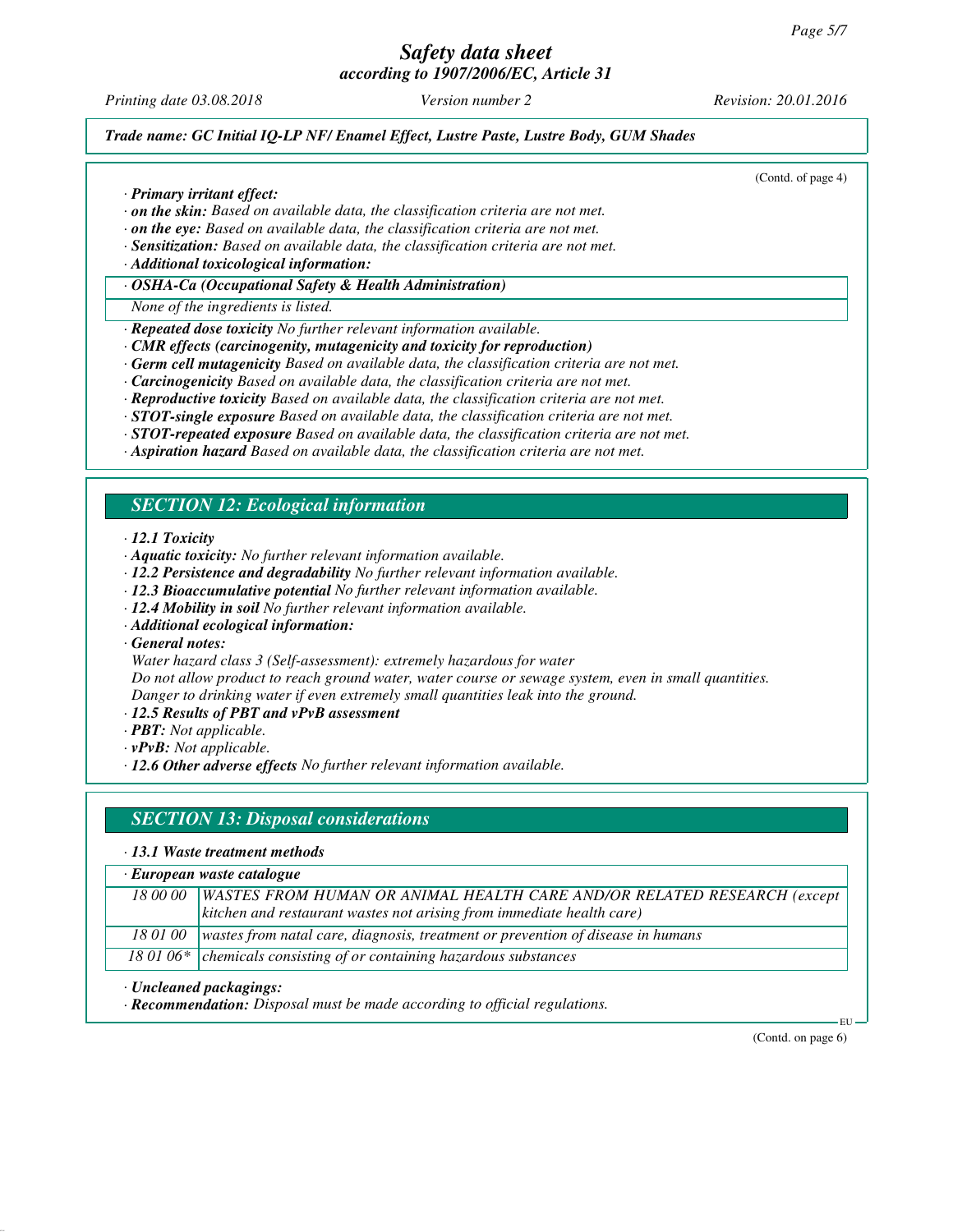(Contd. of page 4)

· **Primary irritant effect:**
· **on the skin:** Based on available data, the classification criteria are not met.
· **on the eye:** Based on available data, the classification criteria are not met.
· **Sensitization:** Based on available data, the classification criteria are not met.
· **Additional toxicological information:**

| · OSHA-Ca (Occupational Safety & Health Administration) |
|---|
| None of the ingredients is listed. |

· **Repeated dose toxicity** No further relevant information available.
· **CMR effects (carcinogenity, mutagenicity and toxicity for reproduction)**
· **Germ cell mutagenicity** Based on available data, the classification criteria are not met.
· **Carcinogenicity** Based on available data, the classification criteria are not met.
· **Reproductive toxicity** Based on available data, the classification criteria are not met.
· **STOT-single exposure** Based on available data, the classification criteria are not met.
· **STOT-repeated exposure** Based on available data, the classification criteria are not met.
· **Aspiration hazard** Based on available data, the classification criteria are not met.

## SECTION 12: Ecological information

· **12.1 Toxicity**
· **Aquatic toxicity:** No further relevant information available.
· **12.2 Persistence and degradability** No further relevant information available.
· **12.3 Bioaccumulative potential** No further relevant information available.
· **12.4 Mobility in soil** No further relevant information available.
· **Additional ecological information:**
· **General notes:**
Water hazard class 3 (Self-assessment): extremely hazardous for water
Do not allow product to reach ground water, water course or sewage system, even in small quantities.
Danger to drinking water if even extremely small quantities leak into the ground.
· **12.5 Results of PBT and vPvB assessment**
· **PBT:** Not applicable.
· **vPvB:** Not applicable.
· **12.6 Other adverse effects** No further relevant information available.

## SECTION 13: Disposal considerations

· **13.1 Waste treatment methods**

| · European waste catalogue | |
|---|---|
| 18 00 00 | WASTES FROM HUMAN OR ANIMAL HEALTH CARE AND/OR RELATED RESEARCH (except kitchen and restaurant wastes not arising from immediate health care) |
| 18 01 00 | wastes from natal care, diagnosis, treatment or prevention of disease in humans |
| 18 01 06* | chemicals consisting of or containing hazardous substances |

· **Uncleaned packagings:**
· **Recommendation:** Disposal must be made according to official regulations.

(Contd. on page 6)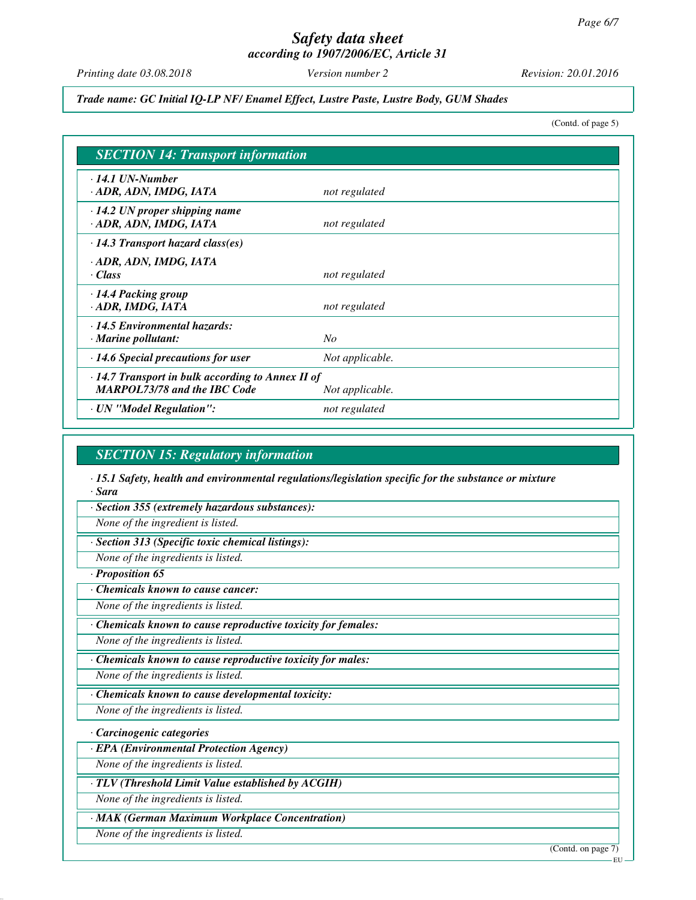# Safety data sheet
## according to 1907/2006/EC, Article 31

*Printing date 03.08.2018* *Version number 2* *Revision: 20.01.2016*

***Trade name: GC Initial IQ-LP NF/ Enamel Effect, Lustre Paste, Lustre Body, GUM Shades***

(Contd. of page 5)

## SECTION 14: Transport information

| | |
|---|---|
| **· 14.1 UN-Number** **· ADR, ADN, IMDG, IATA** | *not regulated* |
| **· 14.2 UN proper shipping name** **· ADR, ADN, IMDG, IATA** | *not regulated* |
| **· 14.3 Transport hazard class(es)** **· ADR, ADN, IMDG, IATA** **· Class** | *not regulated* |
| **· 14.4 Packing group** **· ADR, IMDG, IATA** | *not regulated* |
| **· 14.5 Environmental hazards:** **· Marine pollutant:** | *No* |
| **· 14.6 Special precautions for user** | *Not applicable.* |
| **· 14.7 Transport in bulk according to Annex II of MARPOL73/78 and the IBC Code** | *Not applicable.* |
| **· UN "Model Regulation":** | *not regulated* |

## SECTION 15: Regulatory information

**· 15.1 Safety, health and environmental regulations/legislation specific for the substance or mixture**

**· Sara**

**· Section 355 (extremely hazardous substances):**

*None of the ingredient is listed.*

**· Section 313 (Specific toxic chemical listings):**

*None of the ingredients is listed.*

**· Proposition 65**

**· Chemicals known to cause cancer:**

*None of the ingredients is listed.*

**· Chemicals known to cause reproductive toxicity for females:**

*None of the ingredients is listed.*

**· Chemicals known to cause reproductive toxicity for males:**

*None of the ingredients is listed.*

**· Chemicals known to cause developmental toxicity:**

*None of the ingredients is listed.*

**· Carcinogenic categories**

**· EPA (Environmental Protection Agency)**

*None of the ingredients is listed.*

**· TLV (Threshold Limit Value established by ACGIH)**

*None of the ingredients is listed.*

**· MAK (German Maximum Workplace Concentration)**

*None of the ingredients is listed.*

(Contd. on page 7)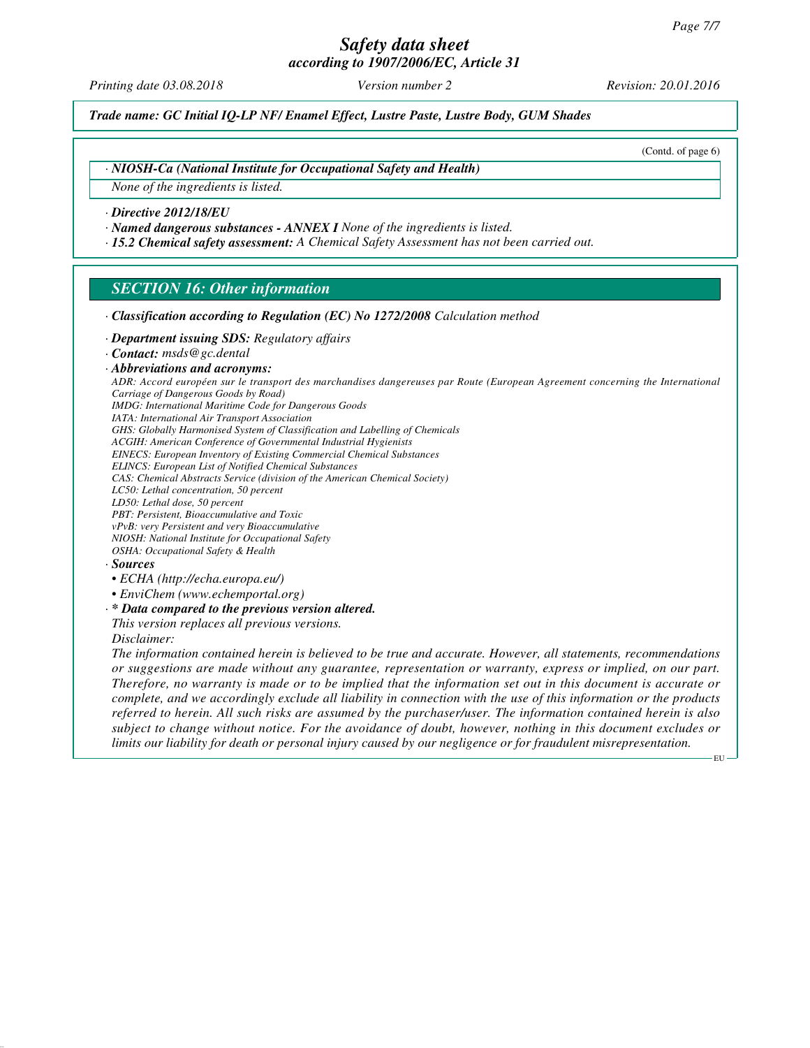(Contd. of page 6)

· **NIOSH-Ca (National Institute for Occupational Safety and Health)**

*None of the ingredients is listed.*

· **Directive 2012/18/EU**

· **Named dangerous substances - ANNEX I** *None of the ingredients is listed.*

· **15.2 Chemical safety assessment:** *A Chemical Safety Assessment has not been carried out.*

## SECTION 16: Other information

· **Classification according to Regulation (EC) No 1272/2008** *Calculation method*

· **Department issuing SDS:** *Regulatory affairs*

· **Contact:** *msds@gc.dental*

· **Abbreviations and acronyms:**

*ADR: Accord européen sur le transport des marchandises dangereuses par Route (European Agreement concerning the International Carriage of Dangerous Goods by Road)*
*IMDG: International Maritime Code for Dangerous Goods*
*IATA: International Air Transport Association*
*GHS: Globally Harmonised System of Classification and Labelling of Chemicals*
*ACGIH: American Conference of Governmental Industrial Hygienists*
*EINECS: European Inventory of Existing Commercial Chemical Substances*
*ELINCS: European List of Notified Chemical Substances*
*CAS: Chemical Abstracts Service (division of the American Chemical Society)*
*LC50: Lethal concentration, 50 percent*
*LD50: Lethal dose, 50 percent*
*PBT: Persistent, Bioaccumulative and Toxic*
*vPvB: very Persistent and very Bioaccumulative*
*NIOSH: National Institute for Occupational Safety*
*OSHA: Occupational Safety & Health*

· **Sources**

- *ECHA (http://echa.europa.eu/)*
- *EnviChem (www.echemportal.org)*

· **\* Data compared to the previous version altered.**

*This version replaces all previous versions.*

*Disclaimer:*

*The information contained herein is believed to be true and accurate. However, all statements, recommendations or suggestions are made without any guarantee, representation or warranty, express or implied, on our part. Therefore, no warranty is made or to be implied that the information set out in this document is accurate or complete, and we accordingly exclude all liability in connection with the use of this information or the products referred to herein. All such risks are assumed by the purchaser/user. The information contained herein is also subject to change without notice. For the avoidance of doubt, however, nothing in this document excludes or limits our liability for death or personal injury caused by our negligence or for fraudulent misrepresentation.*

EU